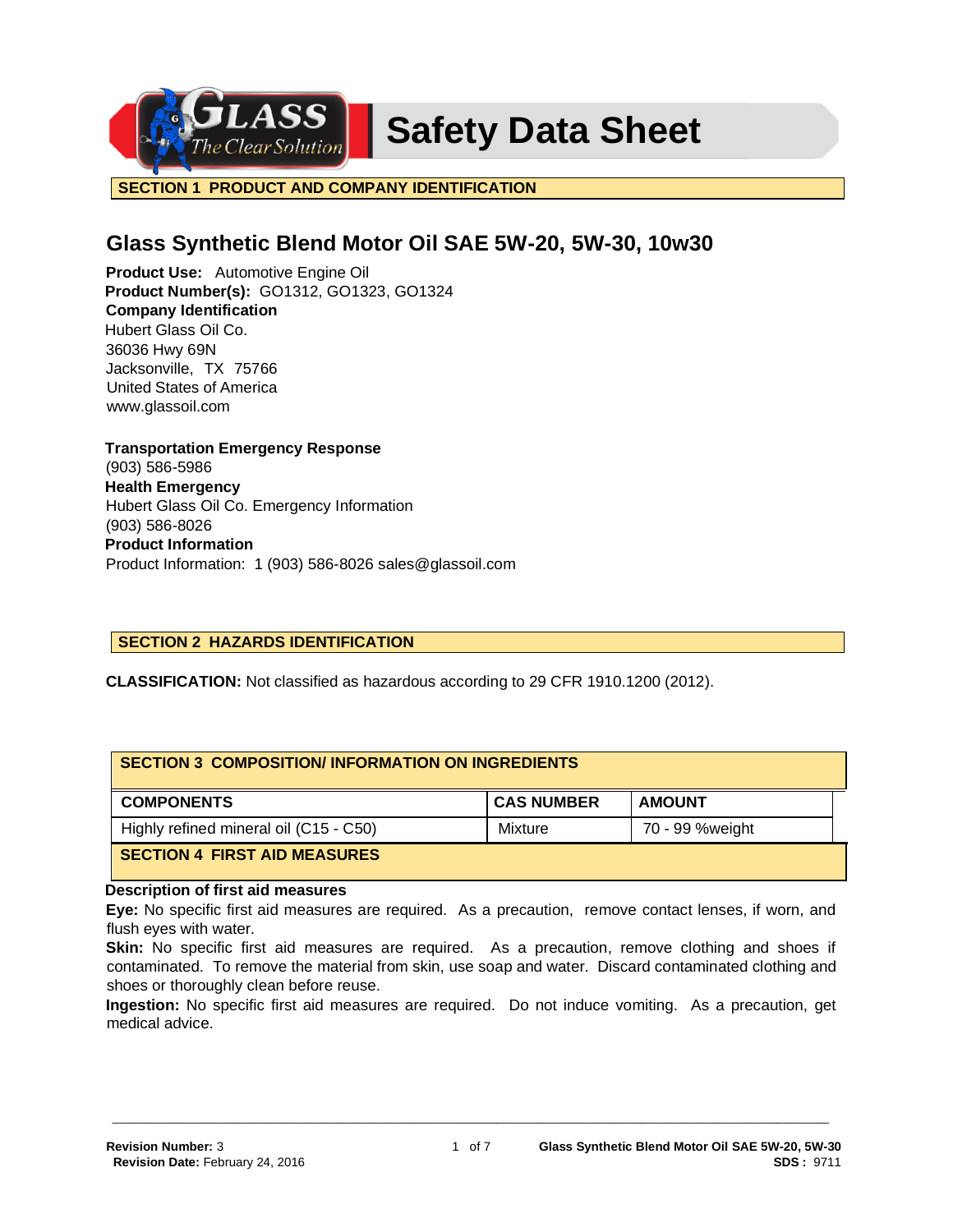# Safety Data Sheet

## SECTION 1 PRODUCT AND COMPANY IDENTIFICATION

### Glass Synthetic Blend Motor Oil SAE 5W-20, 5W-30, 10w30

**Product Use:** Automotive Engine Oil
**Product Number(s):** GO1312, GO1323, GO1324
**Company Identification**
Hubert Glass Oil Co.
36036 Hwy 69N
Jacksonville, TX 75766
United States of America
www.glassoil.com

**Transportation Emergency Response**
(903) 586-5986
**Health Emergency**
Hubert Glass Oil Co. Emergency Information
(903) 586-8026
**Product Information**
Product Information: 1 (903) 586-8026 sales@glassoil.com

## SECTION 2 HAZARDS IDENTIFICATION

**CLASSIFICATION:** Not classified as hazardous according to 29 CFR 1910.1200 (2012).

## SECTION 3 COMPOSITION/ INFORMATION ON INGREDIENTS

| COMPONENTS | CAS NUMBER | AMOUNT |
|---|---|---|
| Highly refined mineral oil (C15 - C50) | Mixture | 70 - 99 %weight |

## SECTION 4 FIRST AID MEASURES

**Description of first aid measures**

**Eye:** No specific first aid measures are required. As a precaution, remove contact lenses, if worn, and flush eyes with water.

**Skin:** No specific first aid measures are required. As a precaution, remove clothing and shoes if contaminated. To remove the material from skin, use soap and water. Discard contaminated clothing and shoes or thoroughly clean before reuse.

**Ingestion:** No specific first aid measures are required. Do not induce vomiting. As a precaution, get medical advice.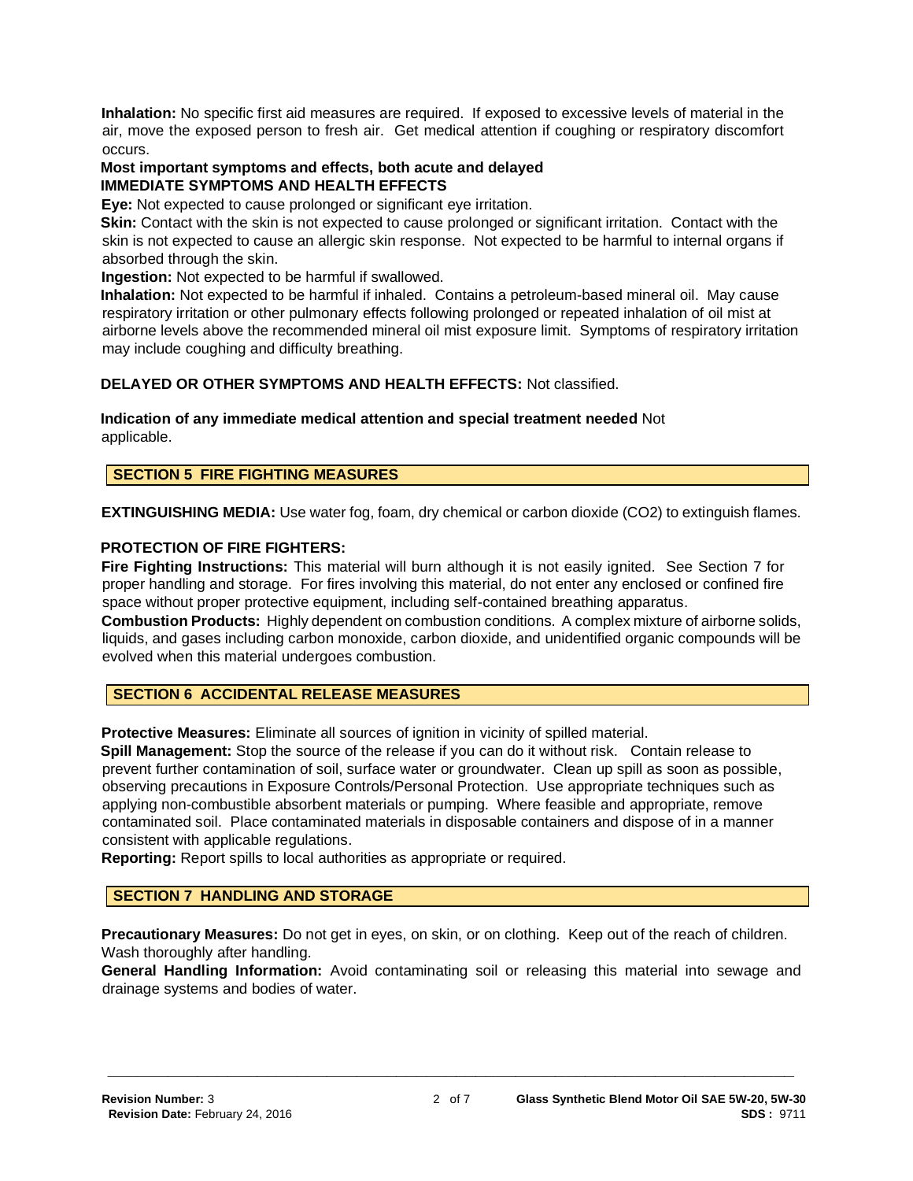**Inhalation:** No specific first aid measures are required. If exposed to excessive levels of material in the air, move the exposed person to fresh air. Get medical attention if coughing or respiratory discomfort occurs.

**Most important symptoms and effects, both acute and delayed**

**IMMEDIATE SYMPTOMS AND HEALTH EFFECTS**

**Eye:** Not expected to cause prolonged or significant eye irritation.

**Skin:** Contact with the skin is not expected to cause prolonged or significant irritation. Contact with the skin is not expected to cause an allergic skin response. Not expected to be harmful to internal organs if absorbed through the skin.

**Ingestion:** Not expected to be harmful if swallowed.

**Inhalation:** Not expected to be harmful if inhaled. Contains a petroleum-based mineral oil. May cause respiratory irritation or other pulmonary effects following prolonged or repeated inhalation of oil mist at airborne levels above the recommended mineral oil mist exposure limit. Symptoms of respiratory irritation may include coughing and difficulty breathing.

**DELAYED OR OTHER SYMPTOMS AND HEALTH EFFECTS:** Not classified.

**Indication of any immediate medical attention and special treatment needed** Not applicable.

## SECTION 5 FIRE FIGHTING MEASURES

**EXTINGUISHING MEDIA:** Use water fog, foam, dry chemical or carbon dioxide ($CO_2$) to extinguish flames.

**PROTECTION OF FIRE FIGHTERS:**

**Fire Fighting Instructions:** This material will burn although it is not easily ignited. See Section 7 for proper handling and storage. For fires involving this material, do not enter any enclosed or confined fire space without proper protective equipment, including self-contained breathing apparatus.

**Combustion Products:** Highly dependent on combustion conditions. A complex mixture of airborne solids, liquids, and gases including carbon monoxide, carbon dioxide, and unidentified organic compounds will be evolved when this material undergoes combustion.

## SECTION 6 ACCIDENTAL RELEASE MEASURES

**Protective Measures:** Eliminate all sources of ignition in vicinity of spilled material.

**Spill Management:** Stop the source of the release if you can do it without risk. Contain release to prevent further contamination of soil, surface water or groundwater. Clean up spill as soon as possible, observing precautions in Exposure Controls/Personal Protection. Use appropriate techniques such as applying non-combustible absorbent materials or pumping. Where feasible and appropriate, remove contaminated soil. Place contaminated materials in disposable containers and dispose of in a manner consistent with applicable regulations.

**Reporting:** Report spills to local authorities as appropriate or required.

## SECTION 7 HANDLING AND STORAGE

**Precautionary Measures:** Do not get in eyes, on skin, or on clothing. Keep out of the reach of children. Wash thoroughly after handling.

**General Handling Information:** Avoid contaminating soil or releasing this material into sewage and drainage systems and bodies of water.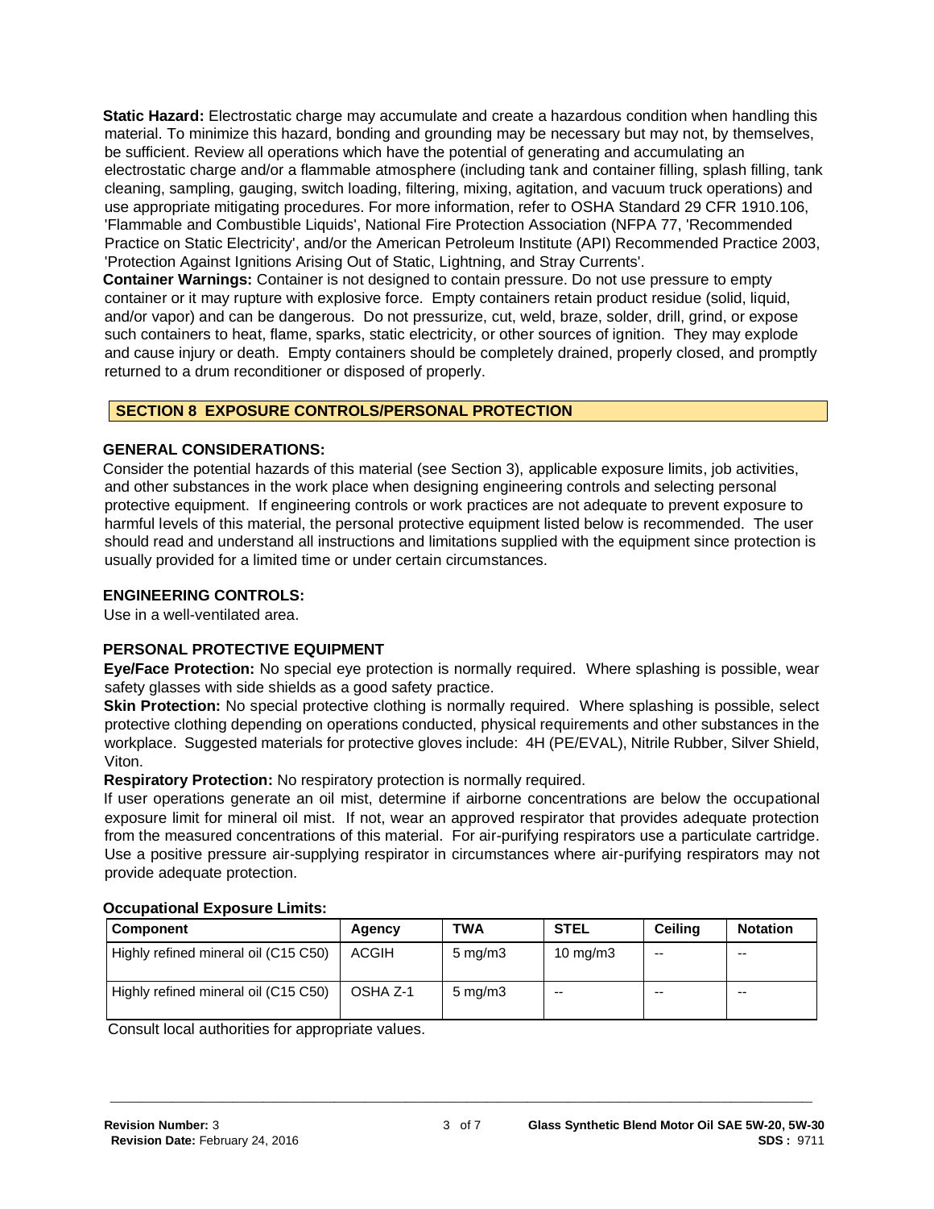**Static Hazard:** Electrostatic charge may accumulate and create a hazardous condition when handling this material. To minimize this hazard, bonding and grounding may be necessary but may not, by themselves, be sufficient. Review all operations which have the potential of generating and accumulating an electrostatic charge and/or a flammable atmosphere (including tank and container filling, splash filling, tank cleaning, sampling, gauging, switch loading, filtering, mixing, agitation, and vacuum truck operations) and use appropriate mitigating procedures. For more information, refer to OSHA Standard 29 CFR 1910.106, 'Flammable and Combustible Liquids', National Fire Protection Association (NFPA 77, 'Recommended Practice on Static Electricity', and/or the American Petroleum Institute (API) Recommended Practice 2003, 'Protection Against Ignitions Arising Out of Static, Lightning, and Stray Currents'.

**Container Warnings:** Container is not designed to contain pressure. Do not use pressure to empty container or it may rupture with explosive force. Empty containers retain product residue (solid, liquid, and/or vapor) and can be dangerous. Do not pressurize, cut, weld, braze, solder, drill, grind, or expose such containers to heat, flame, sparks, static electricity, or other sources of ignition. They may explode and cause injury or death. Empty containers should be completely drained, properly closed, and promptly returned to a drum reconditioner or disposed of properly.

## SECTION 8 EXPOSURE CONTROLS/PERSONAL PROTECTION

### GENERAL CONSIDERATIONS:

Consider the potential hazards of this material (see Section 3), applicable exposure limits, job activities, and other substances in the work place when designing engineering controls and selecting personal protective equipment. If engineering controls or work practices are not adequate to prevent exposure to harmful levels of this material, the personal protective equipment listed below is recommended. The user should read and understand all instructions and limitations supplied with the equipment since protection is usually provided for a limited time or under certain circumstances.

### ENGINEERING CONTROLS:

Use in a well-ventilated area.

### PERSONAL PROTECTIVE EQUIPMENT

**Eye/Face Protection:** No special eye protection is normally required. Where splashing is possible, wear safety glasses with side shields as a good safety practice.

**Skin Protection:** No special protective clothing is normally required. Where splashing is possible, select protective clothing depending on operations conducted, physical requirements and other substances in the workplace. Suggested materials for protective gloves include: 4H (PE/EVAL), Nitrile Rubber, Silver Shield, Viton.

**Respiratory Protection:** No respiratory protection is normally required.

If user operations generate an oil mist, determine if airborne concentrations are below the occupational exposure limit for mineral oil mist. If not, wear an approved respirator that provides adequate protection from the measured concentrations of this material. For air-purifying respirators use a particulate cartridge. Use a positive pressure air-supplying respirator in circumstances where air-purifying respirators may not provide adequate protection.

**Occupational Exposure Limits:**

| Component | Agency | TWA | STEL | Ceiling | Notation |
|---|---|---|---|---|---|
| Highly refined mineral oil (C15 C50) | ACGIH | 5 mg/m3 | 10 mg/m3 | -- | -- |
| Highly refined mineral oil (C15 C50) | OSHA Z-1 | 5 mg/m3 | -- | -- | -- |

Consult local authorities for appropriate values.

**Revision Number:** 3
**Revision Date:** February 24, 2016

**Glass Synthetic Blend Motor Oil SAE 5W-20, 5W-30**
**SDS :** 9711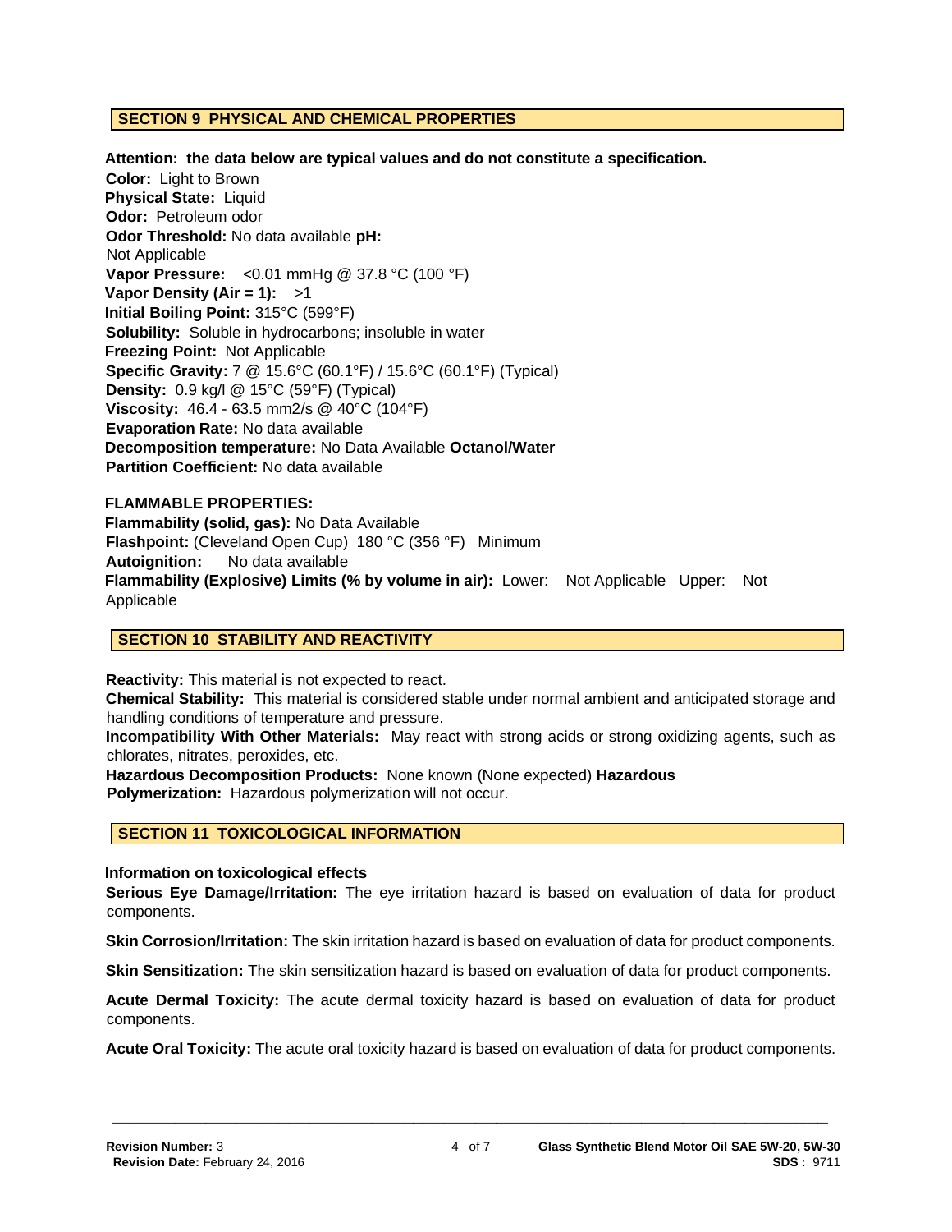## SECTION 9 PHYSICAL AND CHEMICAL PROPERTIES

**Attention: the data below are typical values and do not constitute a specification.**

**Color:** Light to Brown
**Physical State:** Liquid
**Odor:** Petroleum odor
**Odor Threshold:** No data available **pH:** Not Applicable
**Vapor Pressure:** <0.01 mmHg @ 37.8 °C (100 °F)
**Vapor Density (Air = 1):** >1
**Initial Boiling Point:** 315°C (599°F)
**Solubility:** Soluble in hydrocarbons; insoluble in water
**Freezing Point:** Not Applicable
**Specific Gravity:** 7 @ 15.6°C (60.1°F) / 15.6°C (60.1°F) (Typical)
**Density:** 0.9 kg/l @ 15°C (59°F) (Typical)
**Viscosity:** 46.4 - 63.5 mm2/s @ 40°C (104°F)
**Evaporation Rate:** No data available
**Decomposition temperature:** No Data Available **Octanol/Water Partition Coefficient:** No data available

**FLAMMABLE PROPERTIES:**
**Flammability (solid, gas):** No Data Available
**Flashpoint:** (Cleveland Open Cup) 180 °C (356 °F) Minimum
**Autoignition:** No data available
**Flammability (Explosive) Limits (% by volume in air):** Lower: Not Applicable Upper: Not Applicable

## SECTION 10 STABILITY AND REACTIVITY

**Reactivity:** This material is not expected to react.
**Chemical Stability:** This material is considered stable under normal ambient and anticipated storage and handling conditions of temperature and pressure.
**Incompatibility With Other Materials:** May react with strong acids or strong oxidizing agents, such as chlorates, nitrates, peroxides, etc.
**Hazardous Decomposition Products:** None known (None expected) **Hazardous Polymerization:** Hazardous polymerization will not occur.

## SECTION 11 TOXICOLOGICAL INFORMATION

**Information on toxicological effects**

**Serious Eye Damage/Irritation:** The eye irritation hazard is based on evaluation of data for product components.

**Skin Corrosion/Irritation:** The skin irritation hazard is based on evaluation of data for product components.

**Skin Sensitization:** The skin sensitization hazard is based on evaluation of data for product components.

**Acute Dermal Toxicity:** The acute dermal toxicity hazard is based on evaluation of data for product components.

**Acute Oral Toxicity:** The acute oral toxicity hazard is based on evaluation of data for product components.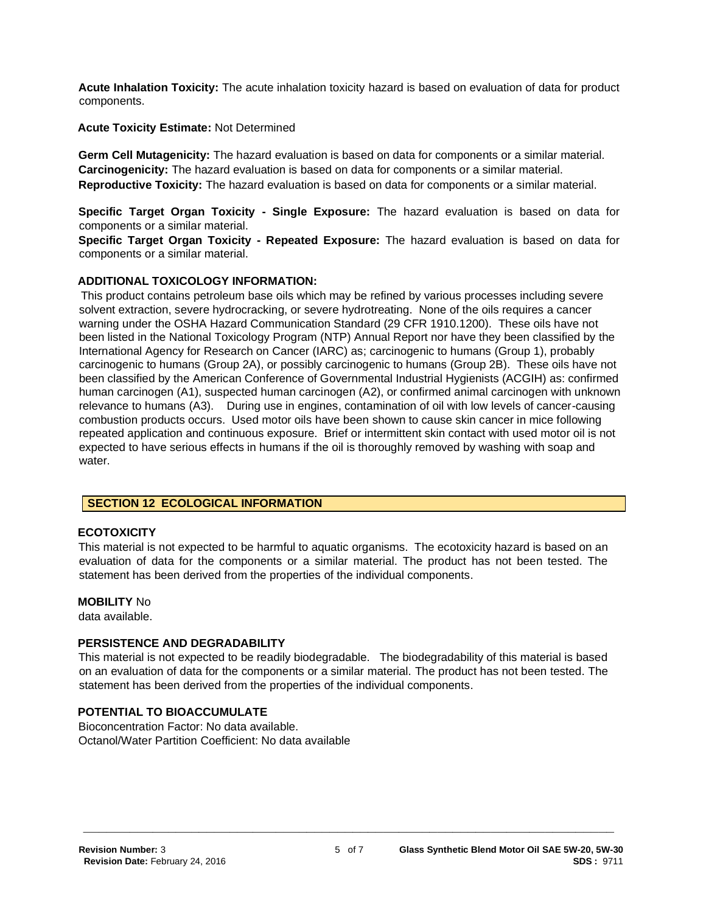**Acute Inhalation Toxicity:** The acute inhalation toxicity hazard is based on evaluation of data for product components.

**Acute Toxicity Estimate:** Not Determined

**Germ Cell Mutagenicity:** The hazard evaluation is based on data for components or a similar material.
**Carcinogenicity:** The hazard evaluation is based on data for components or a similar material.
**Reproductive Toxicity:** The hazard evaluation is based on data for components or a similar material.

**Specific Target Organ Toxicity - Single Exposure:** The hazard evaluation is based on data for components or a similar material.
**Specific Target Organ Toxicity - Repeated Exposure:** The hazard evaluation is based on data for components or a similar material.

**ADDITIONAL TOXICOLOGY INFORMATION:**

This product contains petroleum base oils which may be refined by various processes including severe solvent extraction, severe hydrocracking, or severe hydrotreating. None of the oils requires a cancer warning under the OSHA Hazard Communication Standard (29 CFR 1910.1200). These oils have not been listed in the National Toxicology Program (NTP) Annual Report nor have they been classified by the International Agency for Research on Cancer (IARC) as; carcinogenic to humans (Group 1), probably carcinogenic to humans (Group 2A), or possibly carcinogenic to humans (Group 2B). These oils have not been classified by the American Conference of Governmental Industrial Hygienists (ACGIH) as: confirmed human carcinogen (A1), suspected human carcinogen (A2), or confirmed animal carcinogen with unknown relevance to humans (A3). During use in engines, contamination of oil with low levels of cancer-causing combustion products occurs. Used motor oils have been shown to cause skin cancer in mice following repeated application and continuous exposure. Brief or intermittent skin contact with used motor oil is not expected to have serious effects in humans if the oil is thoroughly removed by washing with soap and water.

## SECTION 12 ECOLOGICAL INFORMATION

**ECOTOXICITY**

This material is not expected to be harmful to aquatic organisms. The ecotoxicity hazard is based on an evaluation of data for the components or a similar material. The product has not been tested. The statement has been derived from the properties of the individual components.

**MOBILITY** No data available.

**PERSISTENCE AND DEGRADABILITY**

This material is not expected to be readily biodegradable. The biodegradability of this material is based on an evaluation of data for the components or a similar material. The product has not been tested. The statement has been derived from the properties of the individual components.

**POTENTIAL TO BIOACCUMULATE**

Bioconcentration Factor: No data available.
Octanol/Water Partition Coefficient: No data available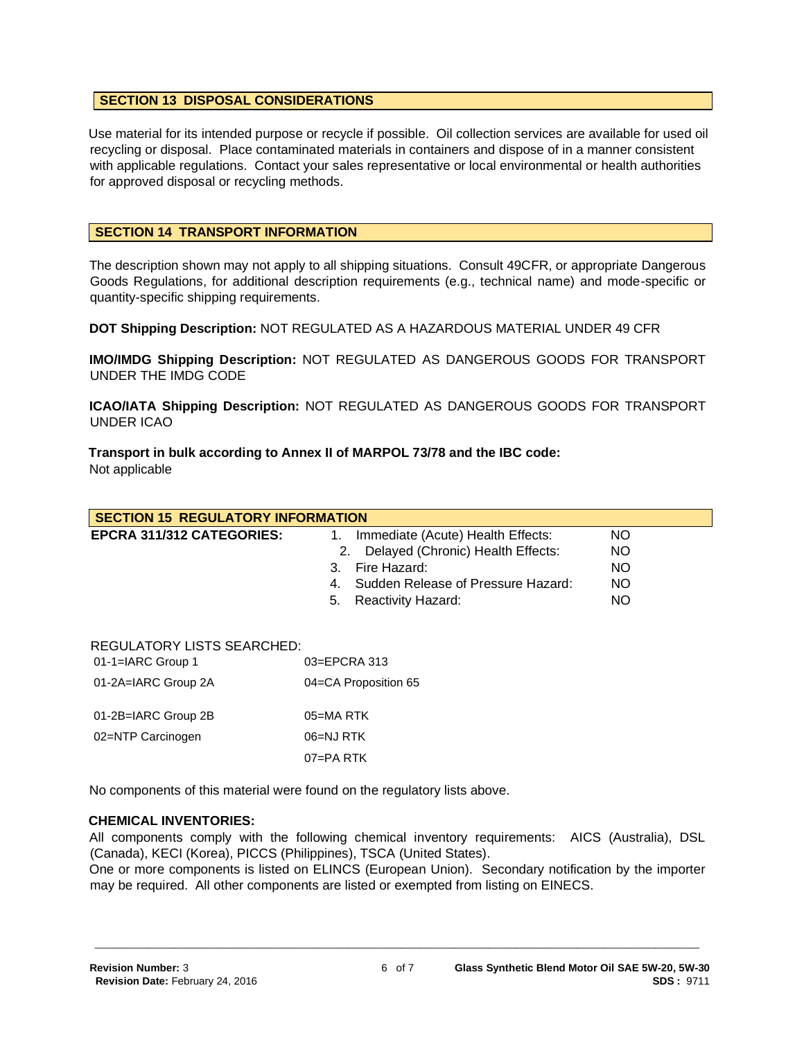## SECTION 13 DISPOSAL CONSIDERATIONS

Use material for its intended purpose or recycle if possible. Oil collection services are available for used oil recycling or disposal. Place contaminated materials in containers and dispose of in a manner consistent with applicable regulations. Contact your sales representative or local environmental or health authorities for approved disposal or recycling methods.

## SECTION 14 TRANSPORT INFORMATION

The description shown may not apply to all shipping situations. Consult 49CFR, or appropriate Dangerous Goods Regulations, for additional description requirements (e.g., technical name) and mode-specific or quantity-specific shipping requirements.

**DOT Shipping Description:** NOT REGULATED AS A HAZARDOUS MATERIAL UNDER 49 CFR

**IMO/IMDG Shipping Description:** NOT REGULATED AS DANGEROUS GOODS FOR TRANSPORT UNDER THE IMDG CODE

**ICAO/IATA Shipping Description:** NOT REGULATED AS DANGEROUS GOODS FOR TRANSPORT UNDER ICAO

**Transport in bulk according to Annex II of MARPOL 73/78 and the IBC code:**
Not applicable

## SECTION 15 REGULATORY INFORMATION

**EPCRA 311/312 CATEGORIES:**

1. Immediate (Acute) Health Effects: NO
2. Delayed (Chronic) Health Effects: NO
3. Fire Hazard: NO
4. Sudden Release of Pressure Hazard: NO
5. Reactivity Hazard: NO

REGULATORY LISTS SEARCHED:

| | |
|---|---|
| 01-1=IARC Group 1 | 03=EPCRA 313 |
| 01-2A=IARC Group 2A | 04=CA Proposition 65 |
| 01-2B=IARC Group 2B | 05=MA RTK |
| 02=NTP Carcinogen | 06=NJ RTK |
| | 07=PA RTK |

No components of this material were found on the regulatory lists above.

**CHEMICAL INVENTORIES:**

All components comply with the following chemical inventory requirements: AICS (Australia), DSL (Canada), KECI (Korea), PICCS (Philippines), TSCA (United States).

One or more components is listed on ELINCS (European Union). Secondary notification by the importer may be required. All other components are listed or exempted from listing on EINECS.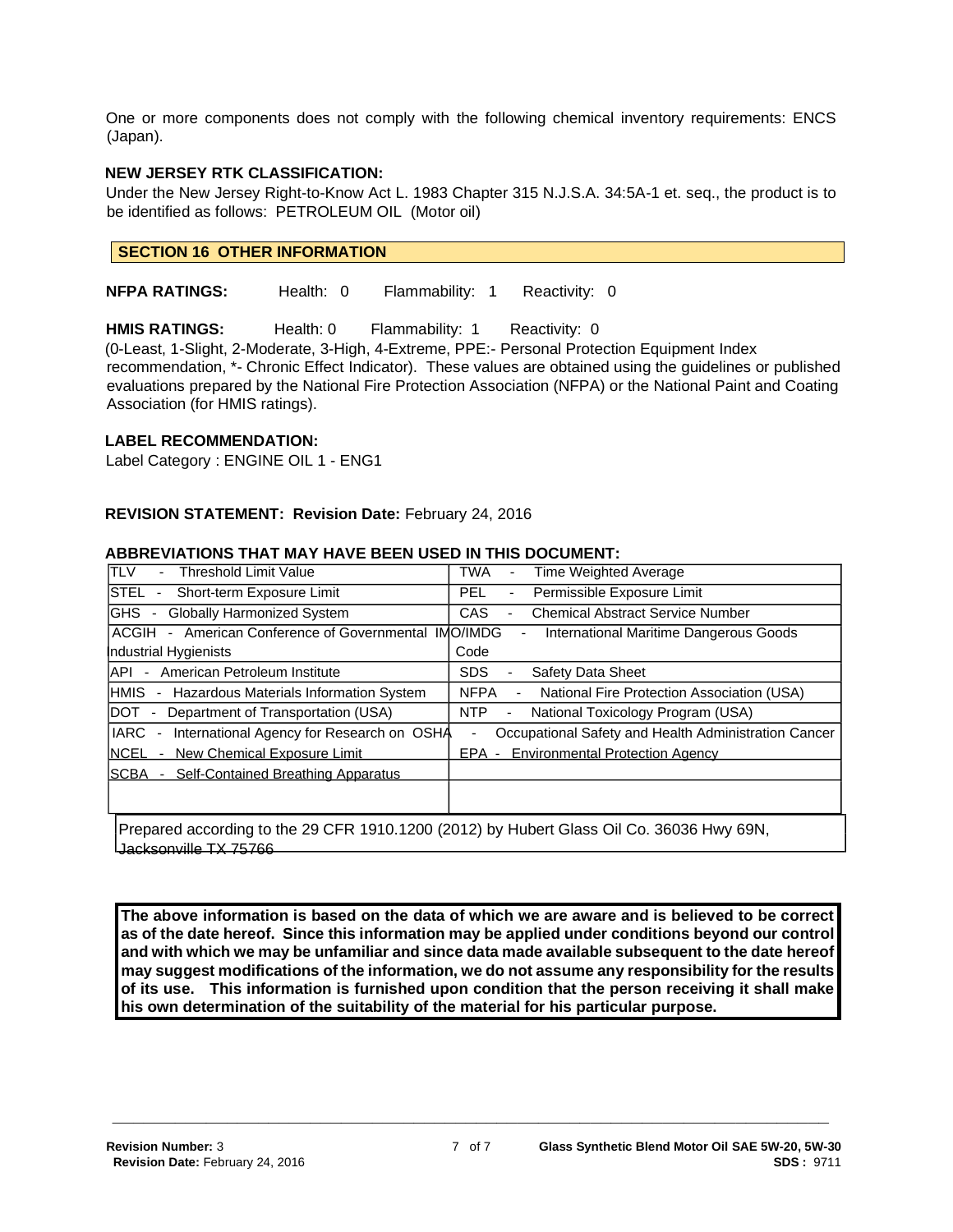One or more components does not comply with the following chemical inventory requirements: ENCS (Japan).

**NEW JERSEY RTK CLASSIFICATION:**

Under the New Jersey Right-to-Know Act L. 1983 Chapter 315 N.J.S.A. 34:5A-1 et. seq., the product is to be identified as follows: PETROLEUM OIL (Motor oil)

## SECTION 16 OTHER INFORMATION

**NFPA RATINGS:** Health: 0 Flammability: 1 Reactivity: 0

**HMIS RATINGS:** Health: 0 Flammability: 1 Reactivity: 0

(0-Least, 1-Slight, 2-Moderate, 3-High, 4-Extreme, PPE:- Personal Protection Equipment Index recommendation, *- Chronic Effect Indicator). These values are obtained using the guidelines or published evaluations prepared by the National Fire Protection Association (NFPA) or the National Paint and Coating Association (for HMIS ratings).

**LABEL RECOMMENDATION:**

Label Category : ENGINE OIL 1 - ENG1

**REVISION STATEMENT: Revision Date:** February 24, 2016

**ABBREVIATIONS THAT MAY HAVE BEEN USED IN THIS DOCUMENT:**

| | |
|---|---|
| TLV - Threshold Limit Value | TWA - Time Weighted Average |
| STEL - Short-term Exposure Limit | PEL - Permissible Exposure Limit |
| GHS - Globally Harmonized System | CAS - Chemical Abstract Service Number |
| ACGIH - American Conference of Governmental Industrial Hygienists | IMO/IMDG - International Maritime Dangerous Goods Code |
| API - American Petroleum Institute | SDS - Safety Data Sheet |
| HMIS - Hazardous Materials Information System | NFPA - National Fire Protection Association (USA) |
| DOT - Department of Transportation (USA) | NTP - National Toxicology Program (USA) |
| IARC - International Agency for Research on Cancer | OSHA - Occupational Safety and Health Administration |
| NCEL - New Chemical Exposure Limit | EPA - Environmental Protection Agency |
| SCBA - Self-Contained Breathing Apparatus | |
| | |

Prepared according to the 29 CFR 1910.1200 (2012) by Hubert Glass Oil Co. 36036 Hwy 69N, Jacksonville TX 75766

**The above information is based on the data of which we are aware and is believed to be correct as of the date hereof. Since this information may be applied under conditions beyond our control and with which we may be unfamiliar and since data made available subsequent to the date hereof may suggest modifications of the information, we do not assume any responsibility for the results of its use. This information is furnished upon condition that the person receiving it shall make his own determination of the suitability of the material for his particular purpose.**